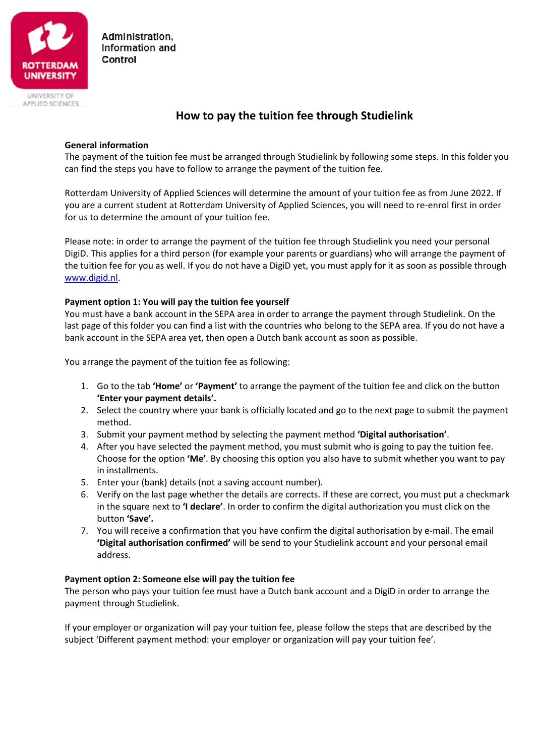Administration, Information and Control

# How to pay the tuition fee through Studielink

**General information**

The payment of the tuition fee must be arranged through Studielink by following some steps. In this folder you can find the steps you have to follow to arrange the payment of the tuition fee.

Rotterdam University of Applied Sciences will determine the amount of your tuition fee as from June 2022. If you are a current student at Rotterdam University of Applied Sciences, you will need to re-enrol first in order for us to determine the amount of your tuition fee.

Please note: in order to arrange the payment of the tuition fee through Studielink you need your personal DigiD. This applies for a third person (for example your parents or guardians) who will arrange the payment of the tuition fee for you as well. If you do not have a DigiD yet, you must apply for it as soon as possible through [www.digid.nl](www.digid.nl).

**Payment option 1: You will pay the tuition fee yourself**

You must have a bank account in the SEPA area in order to arrange the payment through Studielink. On the last page of this folder you can find a list with the countries who belong to the SEPA area. If you do not have a bank account in the SEPA area yet, then open a Dutch bank account as soon as possible.

You arrange the payment of the tuition fee as following:

1. Go to the tab **'Home'** or **'Payment'** to arrange the payment of the tuition fee and click on the button **'Enter your payment details'.**
2. Select the country where your bank is officially located and go to the next page to submit the payment method.
3. Submit your payment method by selecting the payment method **'Digital authorisation'**.
4. After you have selected the payment method, you must submit who is going to pay the tuition fee. Choose for the option **'Me'**. By choosing this option you also have to submit whether you want to pay in installments.
5. Enter your (bank) details (not a saving account number).
6. Verify on the last page whether the details are corrects. If these are correct, you must put a checkmark in the square next to **'I declare'**. In order to confirm the digital authorization you must click on the button **'Save'.**
7. You will receive a confirmation that you have confirm the digital authorisation by e-mail. The email **'Digital authorisation confirmed'** will be send to your Studielink account and your personal email address.

**Payment option 2: Someone else will pay the tuition fee**

The person who pays your tuition fee must have a Dutch bank account and a DigiD in order to arrange the payment through Studielink.

If your employer or organization will pay your tuition fee, please follow the steps that are described by the subject 'Different payment method: your employer or organization will pay your tuition fee'.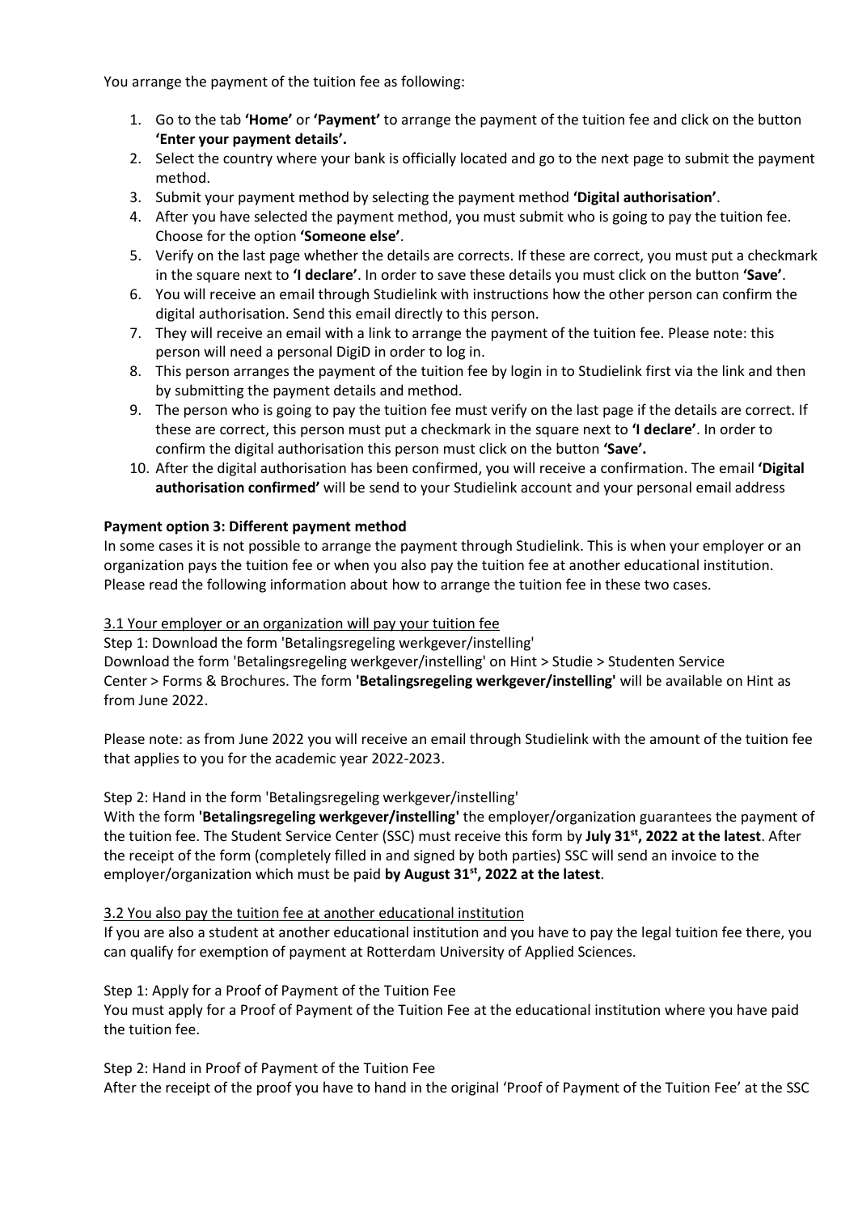You arrange the payment of the tuition fee as following:

1. Go to the tab **'Home'** or **'Payment'** to arrange the payment of the tuition fee and click on the button **'Enter your payment details'.**
2. Select the country where your bank is officially located and go to the next page to submit the payment method.
3. Submit your payment method by selecting the payment method **'Digital authorisation'**.
4. After you have selected the payment method, you must submit who is going to pay the tuition fee. Choose for the option **'Someone else'**.
5. Verify on the last page whether the details are corrects. If these are correct, you must put a checkmark in the square next to **'I declare'**. In order to save these details you must click on the button **'Save'**.
6. You will receive an email through Studielink with instructions how the other person can confirm the digital authorisation. Send this email directly to this person.
7. They will receive an email with a link to arrange the payment of the tuition fee. Please note: this person will need a personal DigiD in order to log in.
8. This person arranges the payment of the tuition fee by login in to Studielink first via the link and then by submitting the payment details and method.
9. The person who is going to pay the tuition fee must verify on the last page if the details are correct. If these are correct, this person must put a checkmark in the square next to **'I declare'**. In order to confirm the digital authorisation this person must click on the button **'Save'.**
10. After the digital authorisation has been confirmed, you will receive a confirmation. The email **'Digital authorisation confirmed'** will be send to your Studielink account and your personal email address

**Payment option 3: Different payment method**

In some cases it is not possible to arrange the payment through Studielink. This is when your employer or an organization pays the tuition fee or when you also pay the tuition fee at another educational institution. Please read the following information about how to arrange the tuition fee in these two cases.

3.1 Your employer or an organization will pay your tuition fee

Step 1: Download the form 'Betalingsregeling werkgever/instelling'

Download the form 'Betalingsregeling werkgever/instelling' on Hint > Studie > Studenten Service Center > Forms & Brochures. The form **'Betalingsregeling werkgever/instelling'** will be available on Hint as from June 2022.

Please note: as from June 2022 you will receive an email through Studielink with the amount of the tuition fee that applies to you for the academic year 2022-2023.

Step 2: Hand in the form 'Betalingsregeling werkgever/instelling'

With the form **'Betalingsregeling werkgever/instelling'** the employer/organization guarantees the payment of the tuition fee. The Student Service Center (SSC) must receive this form by **July 31st, 2022 at the latest**. After the receipt of the form (completely filled in and signed by both parties) SSC will send an invoice to the employer/organization which must be paid **by August 31st, 2022 at the latest**.

3.2 You also pay the tuition fee at another educational institution

If you are also a student at another educational institution and you have to pay the legal tuition fee there, you can qualify for exemption of payment at Rotterdam University of Applied Sciences.

Step 1: Apply for a Proof of Payment of the Tuition Fee

You must apply for a Proof of Payment of the Tuition Fee at the educational institution where you have paid the tuition fee.

Step 2: Hand in Proof of Payment of the Tuition Fee

After the receipt of the proof you have to hand in the original 'Proof of Payment of the Tuition Fee' at the SSC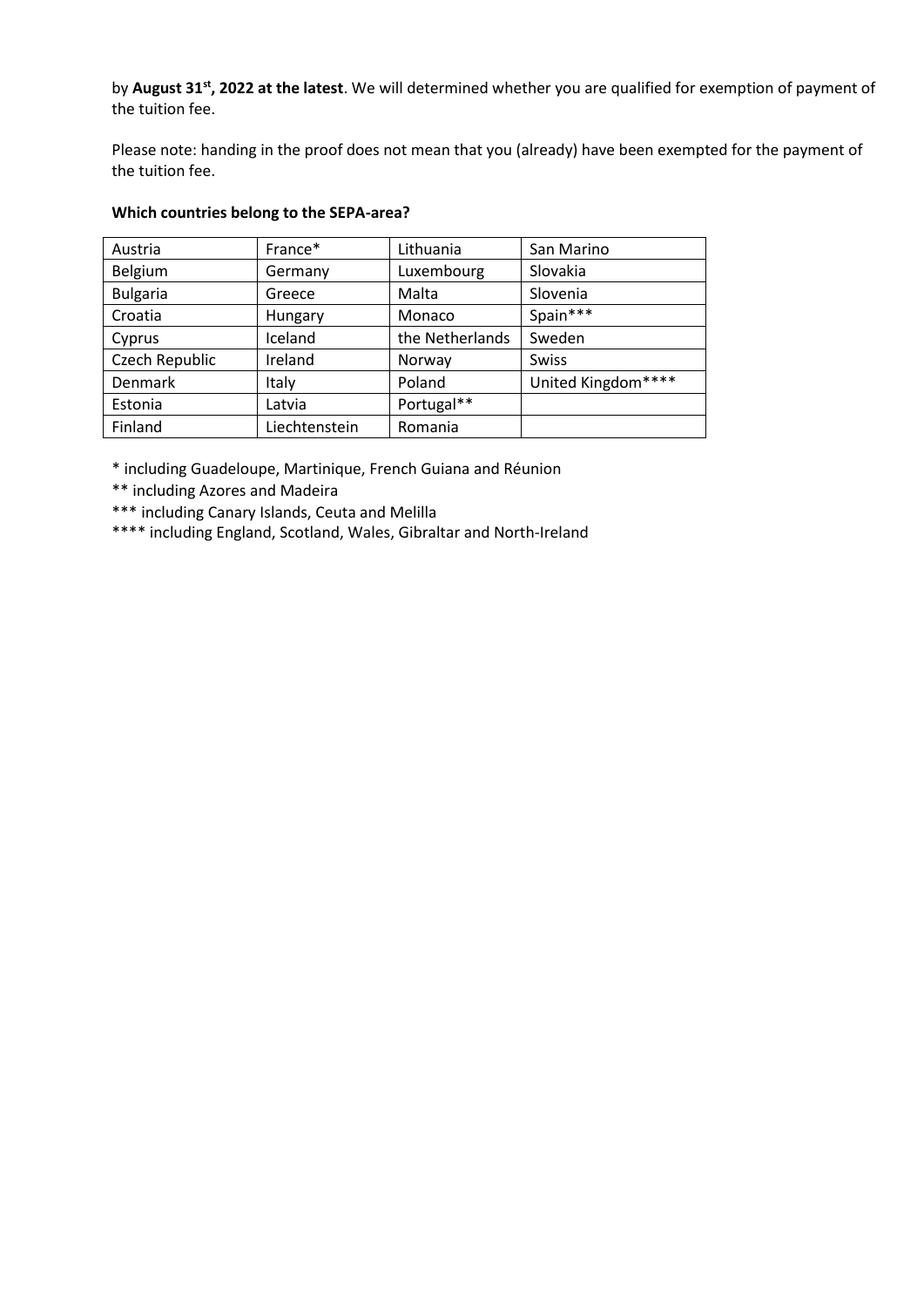by **August 31st, 2022 at the latest**. We will determined whether you are qualified for exemption of payment of the tuition fee.

Please note: handing in the proof does not mean that you (already) have been exempted for the payment of the tuition fee.

**Which countries belong to the SEPA-area?**

| | | | |
|---|---|---|---|
| Austria | France* | Lithuania | San Marino |
| Belgium | Germany | Luxembourg | Slovakia |
| Bulgaria | Greece | Malta | Slovenia |
| Croatia | Hungary | Monaco | Spain*** |
| Cyprus | Iceland | the Netherlands | Sweden |
| Czech Republic | Ireland | Norway | Swiss |
| Denmark | Italy | Poland | United Kingdom**** |
| Estonia | Latvia | Portugal** | |
| Finland | Liechtenstein | Romania | |

* including Guadeloupe, Martinique, French Guiana and Réunion

** including Azores and Madeira

*** including Canary Islands, Ceuta and Melilla

**** including England, Scotland, Wales, Gibraltar and North-Ireland